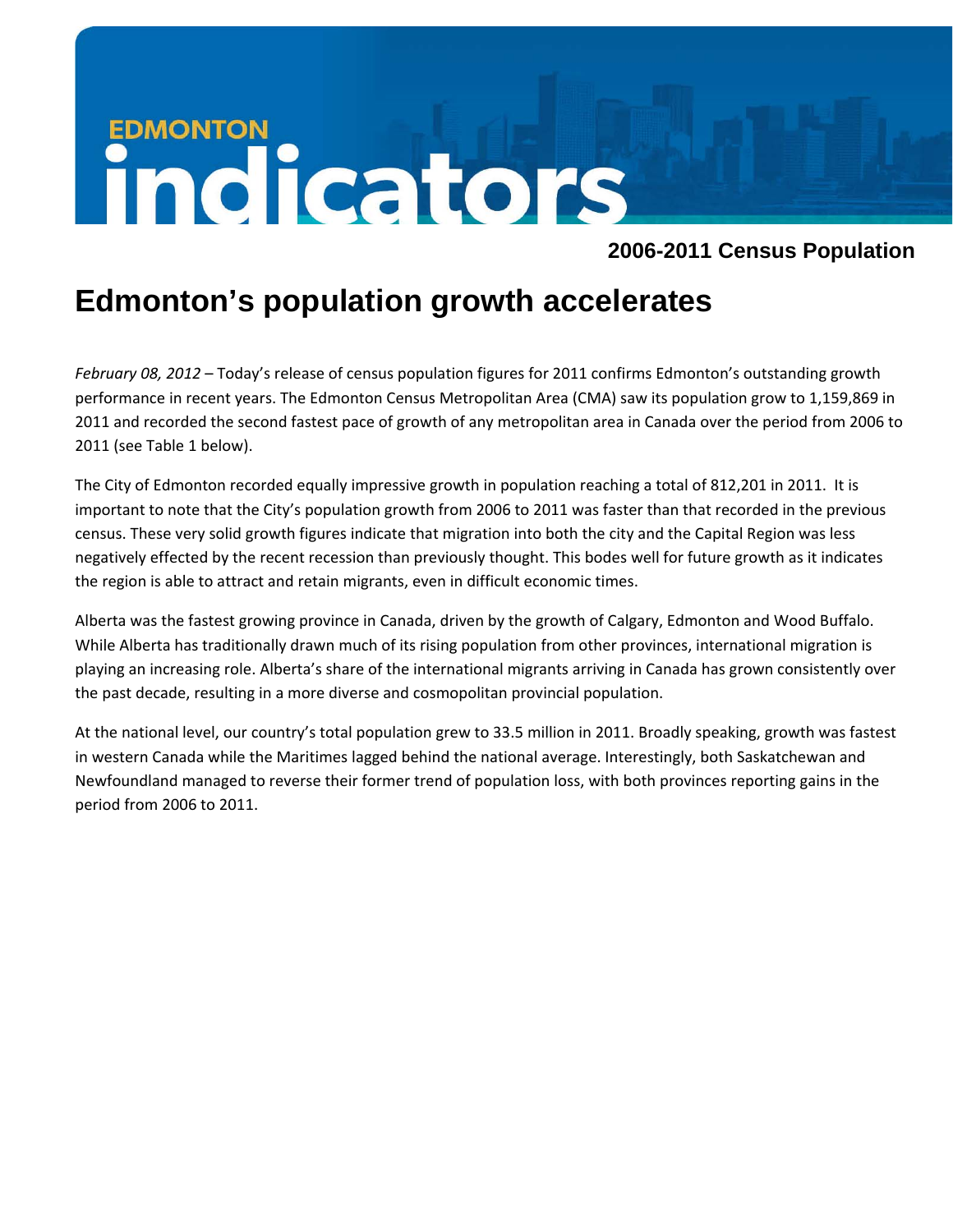EDMONTON indicators

**2006-2011 Census Population**

# Edmonton's population growth accelerates

*February 08, 2012* – Today's release of census population figures for 2011 confirms Edmonton's outstanding growth performance in recent years. The Edmonton Census Metropolitan Area (CMA) saw its population grow to 1,159,869 in 2011 and recorded the second fastest pace of growth of any metropolitan area in Canada over the period from 2006 to 2011 (see Table 1 below).

The City of Edmonton recorded equally impressive growth in population reaching a total of 812,201 in 2011. It is important to note that the City's population growth from 2006 to 2011 was faster than that recorded in the previous census. These very solid growth figures indicate that migration into both the city and the Capital Region was less negatively effected by the recent recession than previously thought. This bodes well for future growth as it indicates the region is able to attract and retain migrants, even in difficult economic times.

Alberta was the fastest growing province in Canada, driven by the growth of Calgary, Edmonton and Wood Buffalo. While Alberta has traditionally drawn much of its rising population from other provinces, international migration is playing an increasing role. Alberta's share of the international migrants arriving in Canada has grown consistently over the past decade, resulting in a more diverse and cosmopolitan provincial population.

At the national level, our country's total population grew to 33.5 million in 2011. Broadly speaking, growth was fastest in western Canada while the Maritimes lagged behind the national average. Interestingly, both Saskatchewan and Newfoundland managed to reverse their former trend of population loss, with both provinces reporting gains in the period from 2006 to 2011.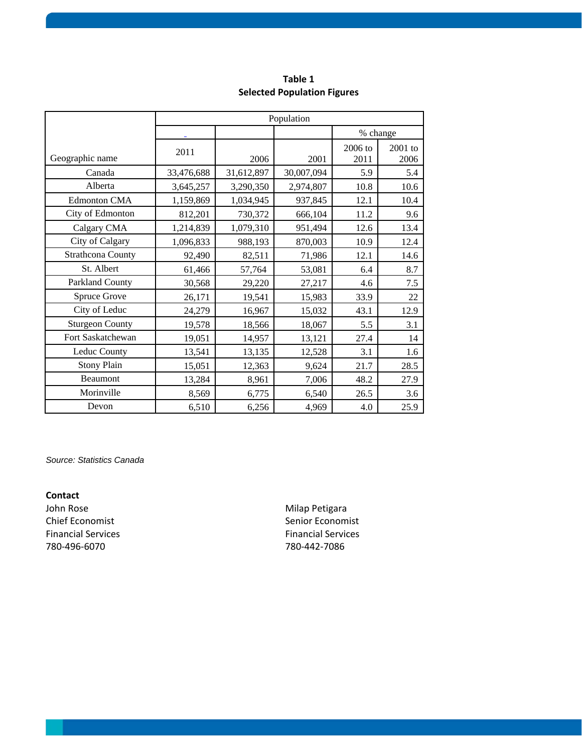**Table 1**
**Selected Population Figures**

| Geographic name | Population | | | | |
|---|---|---|---|---|---|
| | | | | % change | |
| | 2011 | 2006 | 2001 | 2006 to 2011 | 2001 to 2006 |
| Canada | 33,476,688 | 31,612,897 | 30,007,094 | 5.9 | 5.4 |
| Alberta | 3,645,257 | 3,290,350 | 2,974,807 | 10.8 | 10.6 |
| Edmonton CMA | 1,159,869 | 1,034,945 | 937,845 | 12.1 | 10.4 |
| City of Edmonton | 812,201 | 730,372 | 666,104 | 11.2 | 9.6 |
| Calgary CMA | 1,214,839 | 1,079,310 | 951,494 | 12.6 | 13.4 |
| City of Calgary | 1,096,833 | 988,193 | 870,003 | 10.9 | 12.4 |
| Strathcona County | 92,490 | 82,511 | 71,986 | 12.1 | 14.6 |
| St. Albert | 61,466 | 57,764 | 53,081 | 6.4 | 8.7 |
| Parkland County | 30,568 | 29,220 | 27,217 | 4.6 | 7.5 |
| Spruce Grove | 26,171 | 19,541 | 15,983 | 33.9 | 22 |
| City of Leduc | 24,279 | 16,967 | 15,032 | 43.1 | 12.9 |
| Sturgeon County | 19,578 | 18,566 | 18,067 | 5.5 | 3.1 |
| Fort Saskatchewan | 19,051 | 14,957 | 13,121 | 27.4 | 14 |
| Leduc County | 13,541 | 13,135 | 12,528 | 3.1 | 1.6 |
| Stony Plain | 15,051 | 12,363 | 9,624 | 21.7 | 28.5 |
| Beaumont | 13,284 | 8,961 | 7,006 | 48.2 | 27.9 |
| Morinville | 8,569 | 6,775 | 6,540 | 26.5 | 3.6 |
| Devon | 6,510 | 6,256 | 4,969 | 4.0 | 25.9 |

*Source: Statistics Canada*

**Contact**

John Rose
Chief Economist
Financial Services
780-496-6070

Milap Petigara
Senior Economist
Financial Services
780-442-7086